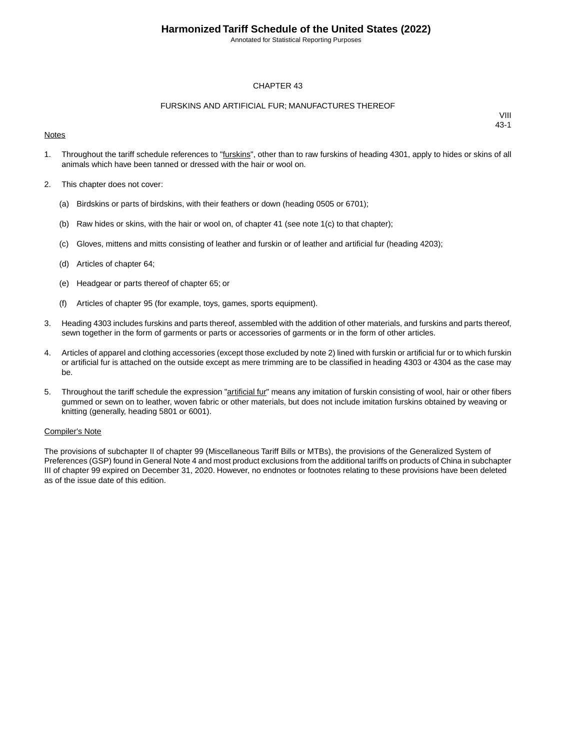# CHAPTER 43

## FURSKINS AND ARTIFICIAL FUR; MANUFACTURES THEREOF

VIII
43-1

Notes

1. Throughout the tariff schedule references to "furskins", other than to raw furskins of heading 4301, apply to hides or skins of all animals which have been tanned or dressed with the hair or wool on.

2. This chapter does not cover:

   (a) Birdskins or parts of birdskins, with their feathers or down (heading 0505 or 6701);

   (b) Raw hides or skins, with the hair or wool on, of chapter 41 (see note 1(c) to that chapter);

   (c) Gloves, mittens and mitts consisting of leather and furskin or of leather and artificial fur (heading 4203);

   (d) Articles of chapter 64;

   (e) Headgear or parts thereof of chapter 65; or

   (f) Articles of chapter 95 (for example, toys, games, sports equipment).

3. Heading 4303 includes furskins and parts thereof, assembled with the addition of other materials, and furskins and parts thereof, sewn together in the form of garments or parts or accessories of garments or in the form of other articles.

4. Articles of apparel and clothing accessories (except those excluded by note 2) lined with furskin or artificial fur or to which furskin or artificial fur is attached on the outside except as mere trimming are to be classified in heading 4303 or 4304 as the case may be.

5. Throughout the tariff schedule the expression "artificial fur" means any imitation of furskin consisting of wool, hair or other fibers gummed or sewn on to leather, woven fabric or other materials, but does not include imitation furskins obtained by weaving or knitting (generally, heading 5801 or 6001).

Compiler's Note

The provisions of subchapter II of chapter 99 (Miscellaneous Tariff Bills or MTBs), the provisions of the Generalized System of Preferences (GSP) found in General Note 4 and most product exclusions from the additional tariffs on products of China in subchapter III of chapter 99 expired on December 31, 2020. However, no endnotes or footnotes relating to these provisions have been deleted as of the issue date of this edition.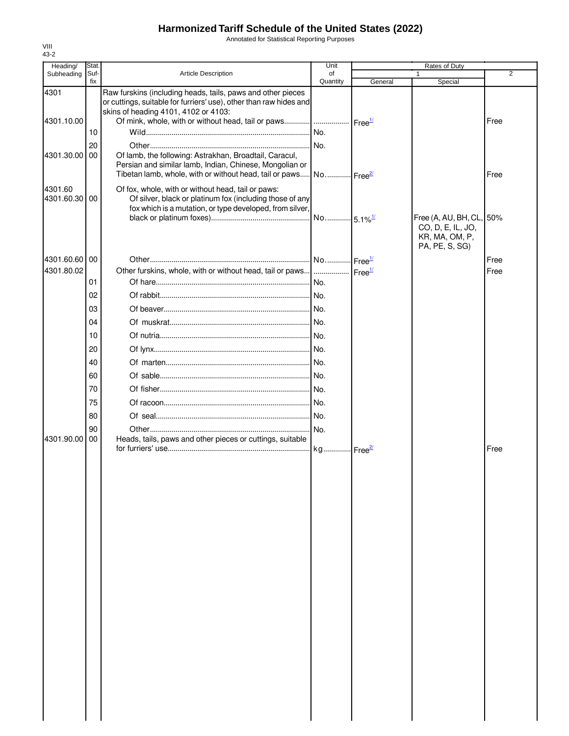# Harmonized Tariff Schedule of the United States (2022)

Annotated for Statistical Reporting Purposes

VIII
43-2

| Heading/ Subheading | Stat. Suf- fix | Article Description | Unit of Quantity | Rates of Duty 1 General | Special | 2 |
|---|---|---|---|---|---|---|
| 4301 | | Raw furskins (including heads, tails, paws and other pieces or cuttings, suitable for furriers' use), other than raw hides and skins of heading 4101, 4102 or 4103: | | | | |
| 4301.10.00 | | Of mink, whole, with or without head, tail or paws | | Free[1/] | | Free |
| | 10 | Wild | No. | | | |
| | 20 | Other | No. | | | |
| 4301.30.00 | 00 | Of lamb, the following: Astrakhan, Broadtail, Caracul, Persian and similar lamb, Indian, Chinese, Mongolian or Tibetan lamb, whole, with or without head, tail or paws | No. | Free[2/] | | Free |
| 4301.60 | | Of fox, whole, with or without head, tail or paws: | | | | |
| 4301.60.30 | 00 | Of silver, black or platinum fox (including those of any fox which is a mutation, or type developed, from silver, black or platinum foxes) | No. | 5.1%[1/] | Free (A, AU, BH, CL, CO, D, E, IL, JO, KR, MA, OM, P, PA, PE, S, SG) | 50% |
| 4301.60.60 | 00 | Other | No. | Free[1/] | | Free |
| 4301.80.02 | | Other furskins, whole, with or without head, tail or paws | | Free[1/] | | Free |
| | 01 | Of hare | No. | | | |
| | 02 | Of rabbit | No. | | | |
| | 03 | Of beaver | No. | | | |
| | 04 | Of muskrat | No. | | | |
| | 10 | Of nutria | No. | | | |
| | 20 | Of lynx | No. | | | |
| | 40 | Of marten | No. | | | |
| | 60 | Of sable | No. | | | |
| | 70 | Of fisher | No. | | | |
| | 75 | Of racoon | No. | | | |
| | 80 | Of seal | No. | | | |
| | 90 | Other | No. | | | |
| 4301.90.00 | 00 | Heads, tails, paws and other pieces or cuttings, suitable for furriers' use | kg | Free[2/] | | Free |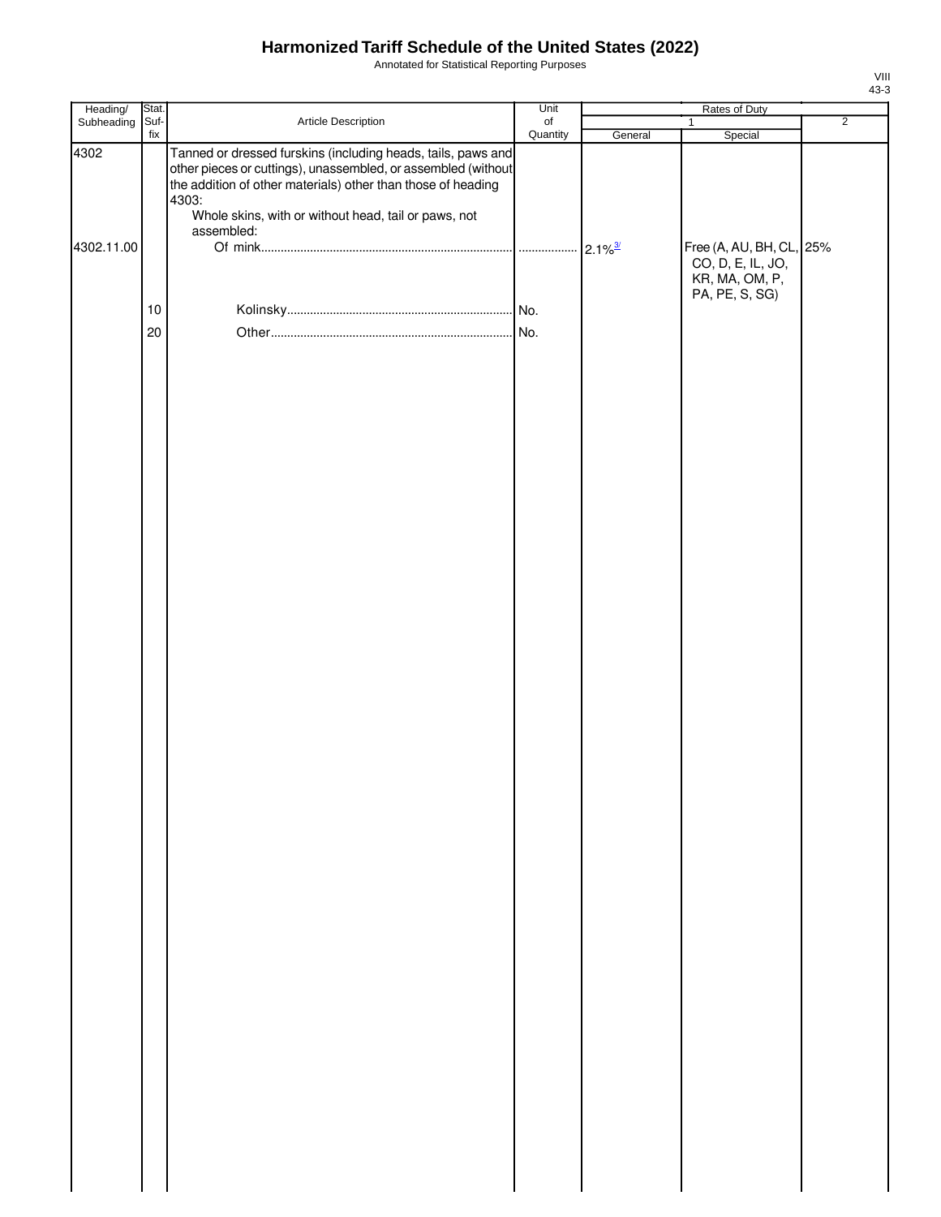# Harmonized Tariff Schedule of the United States (2022)

Annotated for Statistical Reporting Purposes

| Heading/ Subheading | Stat. Suf-fix | Article Description | Unit of Quantity | Rates of Duty 1 General | Rates of Duty 1 Special | Rates of Duty 2 |
|---|---|---|---|---|---|---|
| 4302 | | Tanned or dressed furskins (including heads, tails, paws and other pieces or cuttings), unassembled, or assembled (without the addition of other materials) other than those of heading 4303: | | | | |
| | | Whole skins, with or without head, tail or paws, not assembled: | | | | |
| 4302.11.00 | | Of mink | | 2.1%[3/] | Free (A, AU, BH, CL, CO, D, E, IL, JO, KR, MA, OM, P, PA, PE, S, SG) | 25% |
| | 10 | Kolinsky | No. | | | |
| | 20 | Other | No. | | | |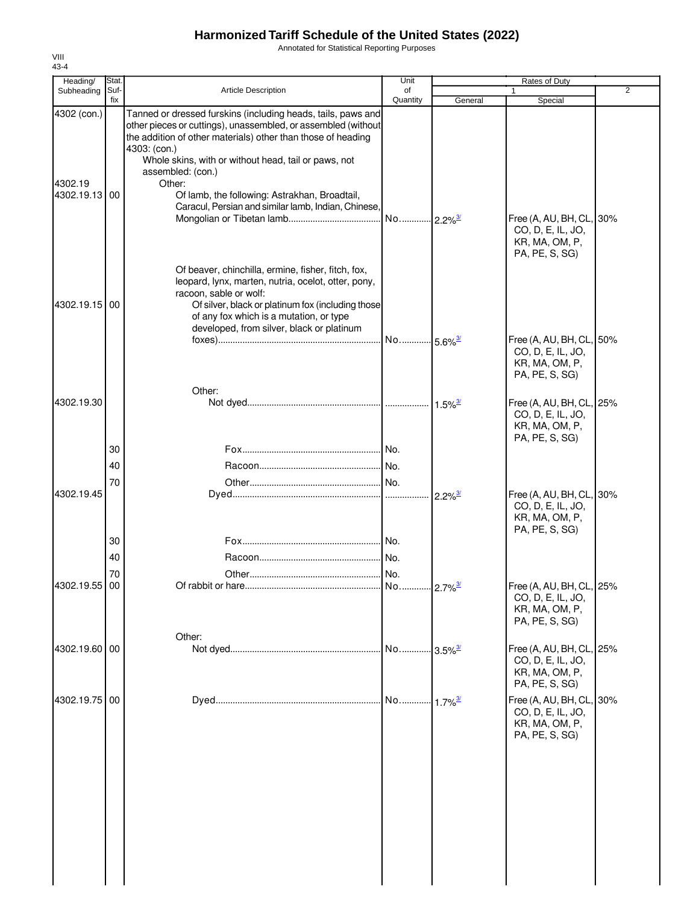# Harmonized Tariff Schedule of the United States (2022)

Annotated for Statistical Reporting Purposes

| Heading/ Subheading | Stat. Suf- fix | Article Description | Unit of Quantity | Rates of Duty 1 General | Special | 2 |
|---|---|---|---|---|---|---|
| 4302 (con.) | | Tanned or dressed furskins (including heads, tails, paws and other pieces or cuttings), unassembled, or assembled (without the addition of other materials) other than those of heading 4303: (con.) | | | | |
| | | Whole skins, with or without head, tail or paws, not assembled: (con.) | | | | |
| 4302.19 | | Other: | | | | |
| 4302.19.13 | 00 | Of lamb, the following: Astrakhan, Broadtail, Caracul, Persian and similar lamb, Indian, Chinese, Mongolian or Tibetan lamb | No. | 2.2%[3/] | Free (A, AU, BH, CL, CO, D, E, IL, JO, KR, MA, OM, P, PA, PE, S, SG) | 30% |
| | | Of beaver, chinchilla, ermine, fisher, fitch, fox, leopard, lynx, marten, nutria, ocelot, otter, pony, racoon, sable or wolf: | | | | |
| 4302.19.15 | 00 | Of silver, black or platinum fox (including those of any fox which is a mutation, or type developed, from silver, black or platinum foxes) | No. | 5.6%[3/] | Free (A, AU, BH, CL, CO, D, E, IL, JO, KR, MA, OM, P, PA, PE, S, SG) | 50% |
| | | Other: | | | | |
| 4302.19.30 | | Not dyed | | 1.5%[3/] | Free (A, AU, BH, CL, CO, D, E, IL, JO, KR, MA, OM, P, PA, PE, S, SG) | 25% |
| | 30 | Fox | No. | | | |
| | 40 | Racoon | No. | | | |
| | 70 | Other | No. | | | |
| 4302.19.45 | | Dyed | | 2.2%[3/] | Free (A, AU, BH, CL, CO, D, E, IL, JO, KR, MA, OM, P, PA, PE, S, SG) | 30% |
| | 30 | Fox | No. | | | |
| | 40 | Racoon | No. | | | |
| | 70 | Other | No. | | | |
| 4302.19.55 | 00 | Of rabbit or hare | No. | 2.7%[3/] | Free (A, AU, BH, CL, CO, D, E, IL, JO, KR, MA, OM, P, PA, PE, S, SG) | 25% |
| | | Other: | | | | |
| 4302.19.60 | 00 | Not dyed | No. | 3.5%[3/] | Free (A, AU, BH, CL, CO, D, E, IL, JO, KR, MA, OM, P, PA, PE, S, SG) | 25% |
| 4302.19.75 | 00 | Dyed | No. | 1.7%[3/] | Free (A, AU, BH, CL, CO, D, E, IL, JO, KR, MA, OM, P, PA, PE, S, SG) | 30% |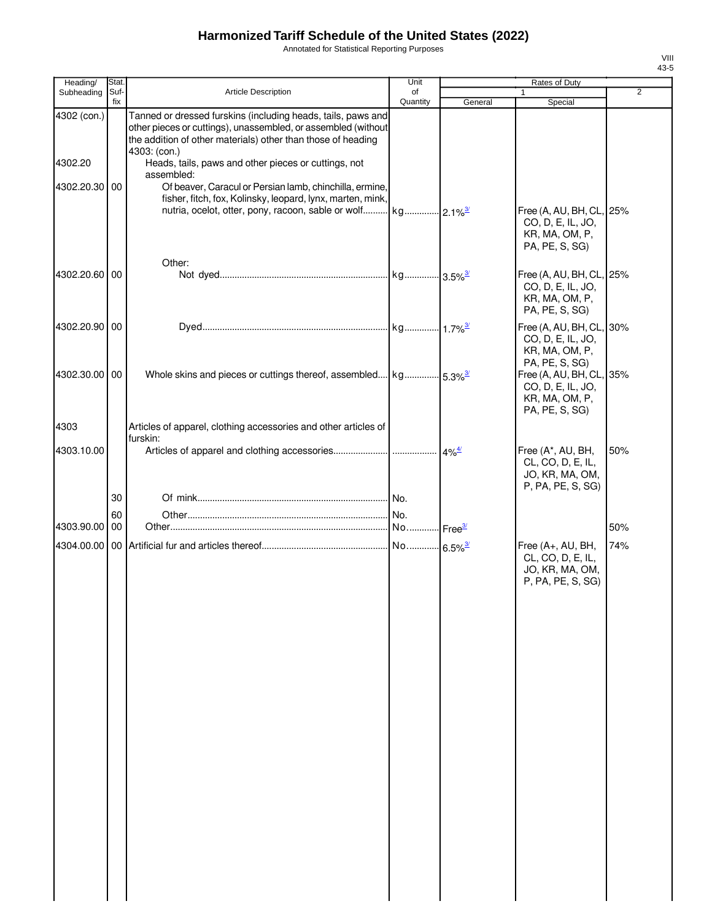# Harmonized Tariff Schedule of the United States (2022)

Annotated for Statistical Reporting Purposes

| Heading/ Subheading | Stat. Suf- fix | Article Description | Unit of Quantity | Rates of Duty 1 General | Special | 2 |
|---|---|---|---|---|---|---|
| 4302 (con.) | | Tanned or dressed furskins (including heads, tails, paws and other pieces or cuttings), unassembled, or assembled (without the addition of other materials) other than those of heading 4303: (con.) | | | | |
| 4302.20 | | Heads, tails, paws and other pieces or cuttings, not assembled: | | | | |
| 4302.20.30 | 00 | Of beaver, Caracul or Persian lamb, chinchilla, ermine, fisher, fitch, fox, Kolinsky, leopard, lynx, marten, mink, nutria, ocelot, otter, pony, racoon, sable or wolf | kg | 2.1% [3/] | Free (A, AU, BH, CL, CO, D, E, IL, JO, KR, MA, OM, P, PA, PE, S, SG) | 25% |
| | | Other: | | | | |
| 4302.20.60 | 00 | Not dyed | kg | 3.5% [3/] | Free (A, AU, BH, CL, CO, D, E, IL, JO, KR, MA, OM, P, PA, PE, S, SG) | 25% |
| 4302.20.90 | 00 | Dyed | kg | 1.7% [3/] | Free (A, AU, BH, CL, CO, D, E, IL, JO, KR, MA, OM, P, PA, PE, S, SG) | 30% |
| 4302.30.00 | 00 | Whole skins and pieces or cuttings thereof, assembled | kg | 5.3% [3/] | Free (A, AU, BH, CL, CO, D, E, IL, JO, KR, MA, OM, P, PA, PE, S, SG) | 35% |
| 4303 | | Articles of apparel, clothing accessories and other articles of furskin: | | | | |
| 4303.10.00 | | Articles of apparel and clothing accessories | | 4% [4/] | Free (A*, AU, BH, CL, CO, D, E, IL, JO, KR, MA, OM, P, PA, PE, S, SG) | 50% |
| | 30 | Of mink | No. | | | |
| | 60 | Other | No. | | | |
| 4303.90.00 | 00 | Other | No. | Free [3/] | | 50% |
| 4304.00.00 | 00 | Artificial fur and articles thereof | No. | 6.5% [3/] | Free (A+, AU, BH, CL, CO, D, E, IL, JO, KR, MA, OM, P, PA, PE, S, SG) | 74% |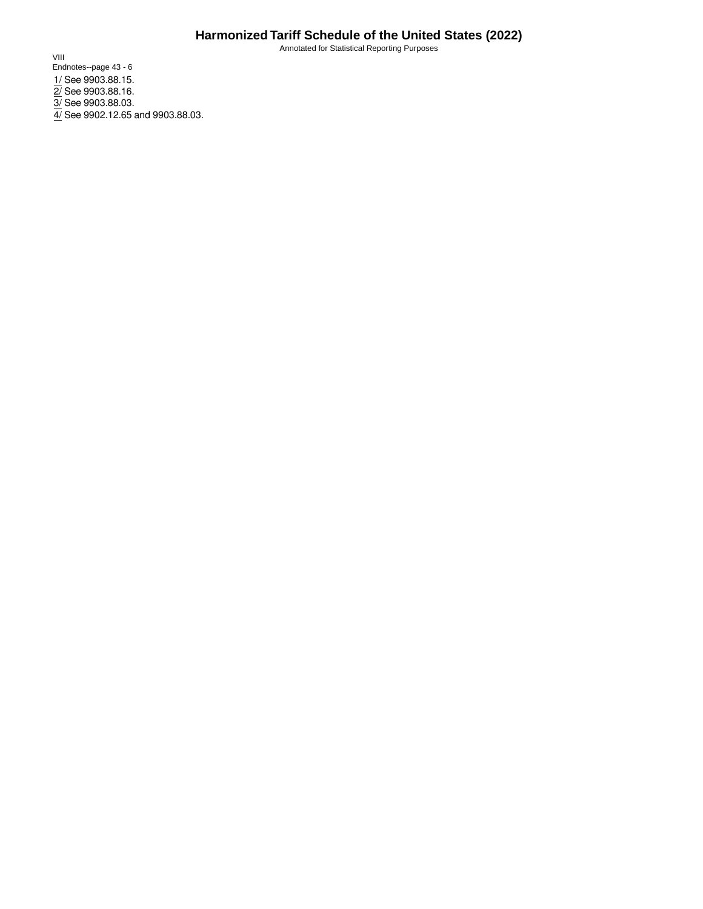1/ See 9903.88.15.
2/ See 9903.88.16.
3/ See 9903.88.03.
4/ See 9902.12.65 and 9903.88.03.